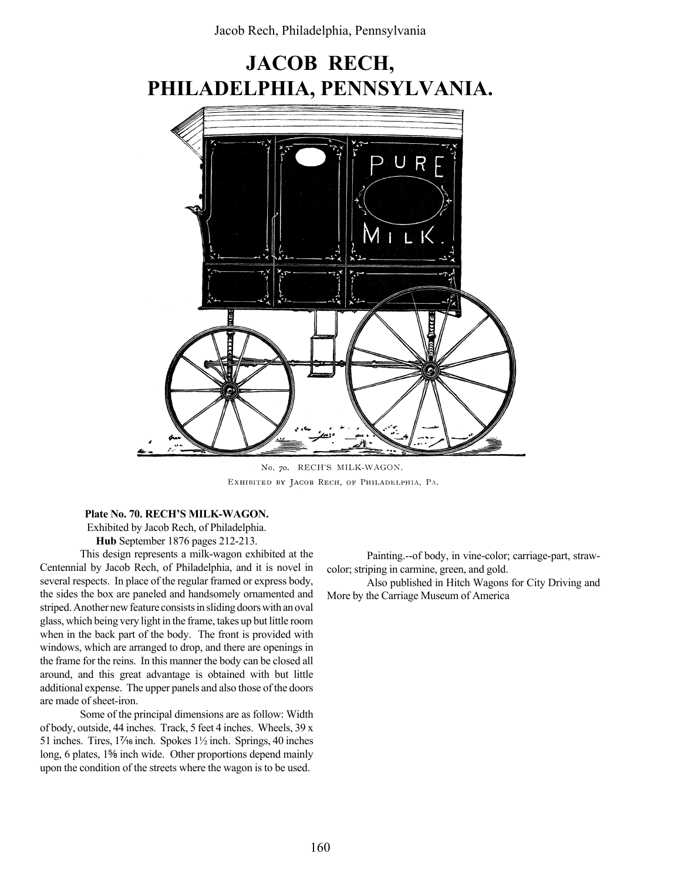# JACOB RECH, PHILADELPHIA, PENNSYLVANIA.

No. 70. RECH'S MILK-WAGON.
EXHIBITED BY JACOB RECH, OF PHILADELPHIA, PA.

**Plate No. 70. RECH'S MILK-WAGON.**
Exhibited by Jacob Rech, of Philadelphia.
**Hub** September 1876 pages 212-213.

This design represents a milk-wagon exhibited at the Centennial by Jacob Rech, of Philadelphia, and it is novel in several respects. In place of the regular framed or express body, the sides the box are paneled and handsomely ornamented and striped. Another new feature consists in sliding doors with an oval glass, which being very light in the frame, takes up but little room when in the back part of the body. The front is provided with windows, which are arranged to drop, and there are openings in the frame for the reins. In this manner the body can be closed all around, and this great advantage is obtained with but little additional expense. The upper panels and also those of the doors are made of sheet-iron.

Some of the principal dimensions are as follow: Width of body, outside, 44 inches. Track, 5 feet 4 inches. Wheels, 39 x 51 inches. Tires, 1 7/16 inch. Spokes 1½ inch. Springs, 40 inches long, 6 plates, 1⅝ inch wide. Other proportions depend mainly upon the condition of the streets where the wagon is to be used.

Painting.--of body, in vine-color; carriage-part, straw-color; striping in carmine, green, and gold.

Also published in Hitch Wagons for City Driving and More by the Carriage Museum of America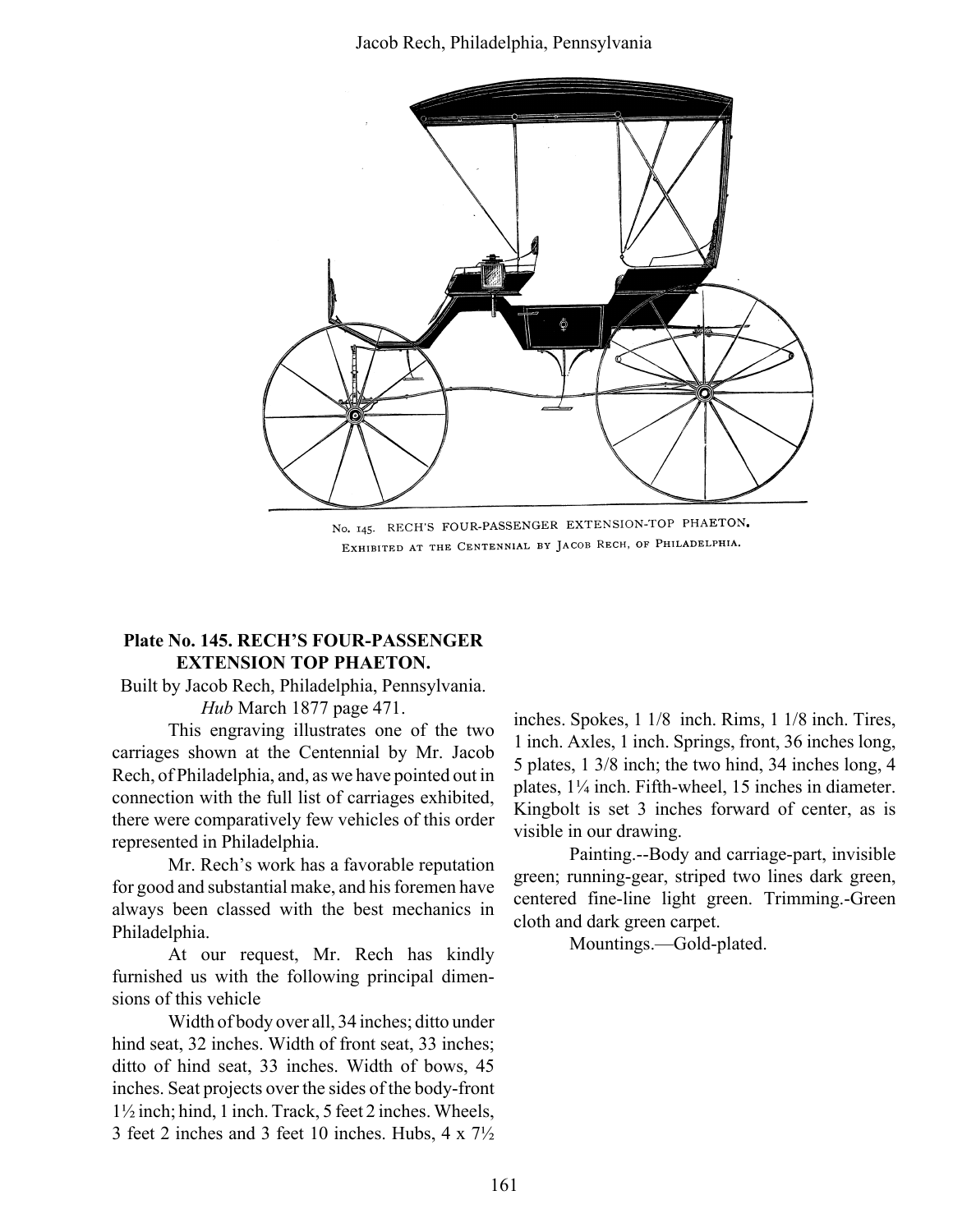No. 145. RECH'S FOUR-PASSENGER EXTENSION-TOP PHAETON.
EXHIBITED AT THE CENTENNIAL BY JACOB RECH, OF PHILADELPHIA.

**Plate No. 145. RECH'S FOUR-PASSENGER EXTENSION TOP PHAETON.**

Built by Jacob Rech, Philadelphia, Pennsylvania.
*Hub* March 1877 page 471.

This engraving illustrates one of the two carriages shown at the Centennial by Mr. Jacob Rech, of Philadelphia, and, as we have pointed out in connection with the full list of carriages exhibited, there were comparatively few vehicles of this order represented in Philadelphia.

Mr. Rech's work has a favorable reputation for good and substantial make, and his foremen have always been classed with the best mechanics in Philadelphia.

At our request, Mr. Rech has kindly furnished us with the following principal dimensions of this vehicle

Width of body over all, 34 inches; ditto under hind seat, 32 inches. Width of front seat, 33 inches; ditto of hind seat, 33 inches. Width of bows, 45 inches. Seat projects over the sides of the body-front 1½ inch; hind, 1 inch. Track, 5 feet 2 inches. Wheels, 3 feet 2 inches and 3 feet 10 inches. Hubs, 4 x 7½ inches. Spokes, 1 1/8 inch. Rims, 1 1/8 inch. Tires, 1 inch. Axles, 1 inch. Springs, front, 36 inches long, 5 plates, 1 3/8 inch; the two hind, 34 inches long, 4 plates, 1¼ inch. Fifth-wheel, 15 inches in diameter. Kingbolt is set 3 inches forward of center, as is visible in our drawing.

Painting.--Body and carriage-part, invisible green; running-gear, striped two lines dark green, centered fine-line light green. Trimming.-Green cloth and dark green carpet.

Mountings.—Gold-plated.